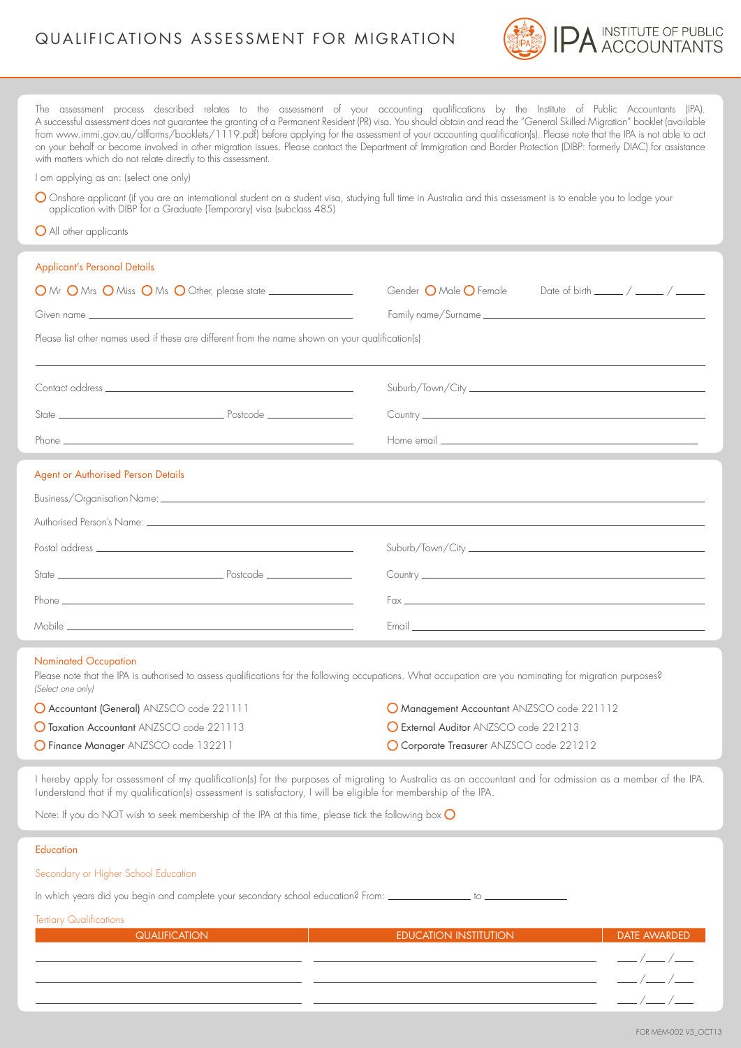# QUALIFICATIONS ASSESSMENT FOR MIGRATION

IPA INSTITUTE OF PUBLIC ACCOUNTANTS

The assessment process described relates to the assessment of your accounting qualifications by the Institute of Public Accountants (IPA). A successful assessment does not guarantee the granting of a Permanent Resident (PR) visa. You should obtain and read the "General Skilled Migration" booklet (available from www.immi.gov.au/allforms/booklets/1119.pdf) before applying for the assessment of your accounting qualification(s). Please note that the IPA is not able to act on your behalf or become involved in other migration issues. Please contact the Department of Immigration and Border Protection (DIBP: formerly DIAC) for assistance with matters which do not relate directly to this assessment.

I am applying as an: (select one only)

- ○ Onshore applicant (if you are an international student on a student visa, studying full time in Australia and this assessment is to enable you to lodge your application with DIBP for a Graduate (Temporary) visa (subclass 485)
- ○ All other applicants

## Applicant's Personal Details

○ Mr ○ Mrs ○ Miss ○ Ms ○ Other, please state ______

Gender ○ Male ○ Female    Date of birth ____ / ____ / ____

Given name ______    Family name/Surname ______

Please list other names used if these are different from the name shown on your qualification(s)

______

Contact address ______    Suburb/Town/City ______

State ______ Postcode ______    Country ______

Phone ______    Home email ______

## Agent or Authorised Person Details

Business/Organisation Name: ______

Authorised Person's Name: ______

Postal address ______    Suburb/Town/City ______

State ______ Postcode ______    Country ______

Phone ______    Fax ______

Mobile ______    Email ______

## Nominated Occupation

Please note that the IPA is authorised to assess qualifications for the following occupations. What occupation are you nominating for migration purposes? *(Select one only)*

- ○ **Accountant (General)** ANZSCO code 221111
- ○ **Management Accountant** ANZSCO code 221112
- ○ **Taxation Accountant** ANZSCO code 221113
- ○ **External Auditor** ANZSCO code 221213
- ○ **Finance Manager** ANZSCO code 132211
- ○ **Corporate Treasurer** ANZSCO code 221212

I hereby apply for assessment of my qualification(s) for the purposes of migrating to Australia as an accountant and for admission as a member of the IPA. I understand that if my qualification(s) assessment is satisfactory, I will be eligible for membership of the IPA.

Note: If you do NOT wish to seek membership of the IPA at this time, please tick the following box ○

## Education

### Secondary or Higher School Education

In which years did you begin and complete your secondary school education? From: ______ to ______

### Tertiary Qualifications

| QUALIFICATION | EDUCATION INSTITUTION | DATE AWARDED |
|---|---|---|
| | | ___ / ___ / ___ |
| | | ___ / ___ / ___ |
| | | ___ / ___ / ___ |

FOR MEM-002 V5_OCT13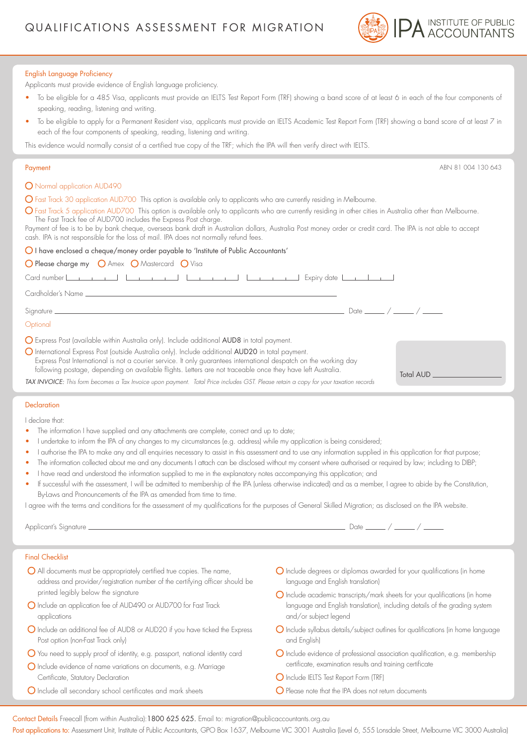# QUALIFICATIONS ASSESSMENT FOR MIGRATION

IPA INSTITUTE OF PUBLIC ACCOUNTANTS

## English Language Proficiency

Applicants must provide evidence of English language proficiency.

- To be eligible for a 485 Visa, applicants must provide an IELTS Test Report Form (TRF) showing a band score of at least 6 in each of the four components of speaking, reading, listening and writing.
- To be eligible to apply for a Permanent Resident visa, applicants must provide an IELTS Academic Test Report Form (TRF) showing a band score of at least 7 in each of the four components of speaking, reading, listening and writing.

This evidence would normally consist of a certified true copy of the TRF; which the IPA will then verify direct with IELTS.

## Payment

ABN 81 004 130 643

- ○ Normal application AUD490
- ○ Fast Track 30 application AUD700 This option is available only to applicants who are currently residing in Melbourne.
- ○ Fast Track 5 application AUD700 This option is available only to applicants who are currently residing in other cities in Australia other than Melbourne. The Fast Track fee of AUD700 includes the Express Post charge.

Payment of fee is to be by bank cheque, overseas bank draft in Australian dollars, Australia Post money order or credit card. The IPA is not able to accept cash. IPA is not responsible for the loss of mail. IPA does not normally refund fees.

○ I have enclosed a cheque/money order payable to 'Institute of Public Accountants'

○ Please charge my ○ Amex ○ Mastercard ○ Visa

Card number ____ ____ ____ ____ Expiry date ____

Cardholder's Name ______________________________

Signature ______________________________ Date ____ / ____ / ____

### Optional

- ○ Express Post (available within Australia only). Include additional **AUD8** in total payment.
- ○ International Express Post (outside Australia only). Include additional **AUD20** in total payment. Express Post International is not a courier service. It only guarantees international despatch on the working day following postage, depending on available flights. Letters are not traceable once they have left Australia.

Total AUD ____________

*TAX INVOICE: This form becomes a Tax Invoice upon payment. Total Price includes GST. Please retain a copy for your taxation records*

## Declaration

I declare that:

- The information I have supplied and any attachments are complete, correct and up to date;
- I undertake to inform the IPA of any changes to my circumstances (e.g. address) while my application is being considered;
- I authorise the IPA to make any and all enquiries necessary to assist in this assessment and to use any information supplied in this application for that purpose;
- The information collected about me and any documents I attach can be disclosed without my consent where authorised or required by law; including to DIBP;
- I have read and understood the information supplied to me in the explanatory notes accompanying this application; and
- If successful with the assessment, I will be admitted to membership of the IPA (unless otherwise indicated) and as a member, I agree to abide by the Constitution, By-Laws and Pronouncements of the IPA as amended from time to time.

I agree with the terms and conditions for the assessment of my qualifications for the purposes of General Skilled Migration; as disclosed on the IPA website.

Applicant's Signature ______________________________ Date ____ / ____ / ____

## Final Checklist

- ○ All documents must be appropriately certified true copies. The name, address and provider/registration number of the certifying officer should be printed legibly below the signature
- ○ Include an application fee of AUD490 or AUD700 for Fast Track applications
- ○ Include an additional fee of AUD8 or AUD20 if you have ticked the Express Post option (non-Fast Track only)
- ○ You need to supply proof of identity, e.g. passport, national identity card
- ○ Include evidence of name variations on documents, e.g. Marriage Certificate, Statutory Declaration
- ○ Include all secondary school certificates and mark sheets
- ○ Include degrees or diplomas awarded for your qualifications (in home language and English translation)
- ○ Include academic transcripts/mark sheets for your qualifications (in home language and English translation), including details of the grading system and/or subject legend
- ○ Include syllabus details/subject outlines for qualifications (in home language and English)
- ○ Include evidence of professional association qualification, e.g. membership certificate, examination results and training certificate
- ○ Include IELTS Test Report Form (TRF)
- ○ Please note that the IPA does not return documents

Contact Details Freecall (from within Australia): **1800 625 625.** Email to: migration@publicaccountants.org.au

Post applications to: Assessment Unit, Institute of Public Accountants, GPO Box 1637, Melbourne VIC 3001 Australia (Level 6, 555 Lonsdale Street, Melbourne VIC 3000 Australia)